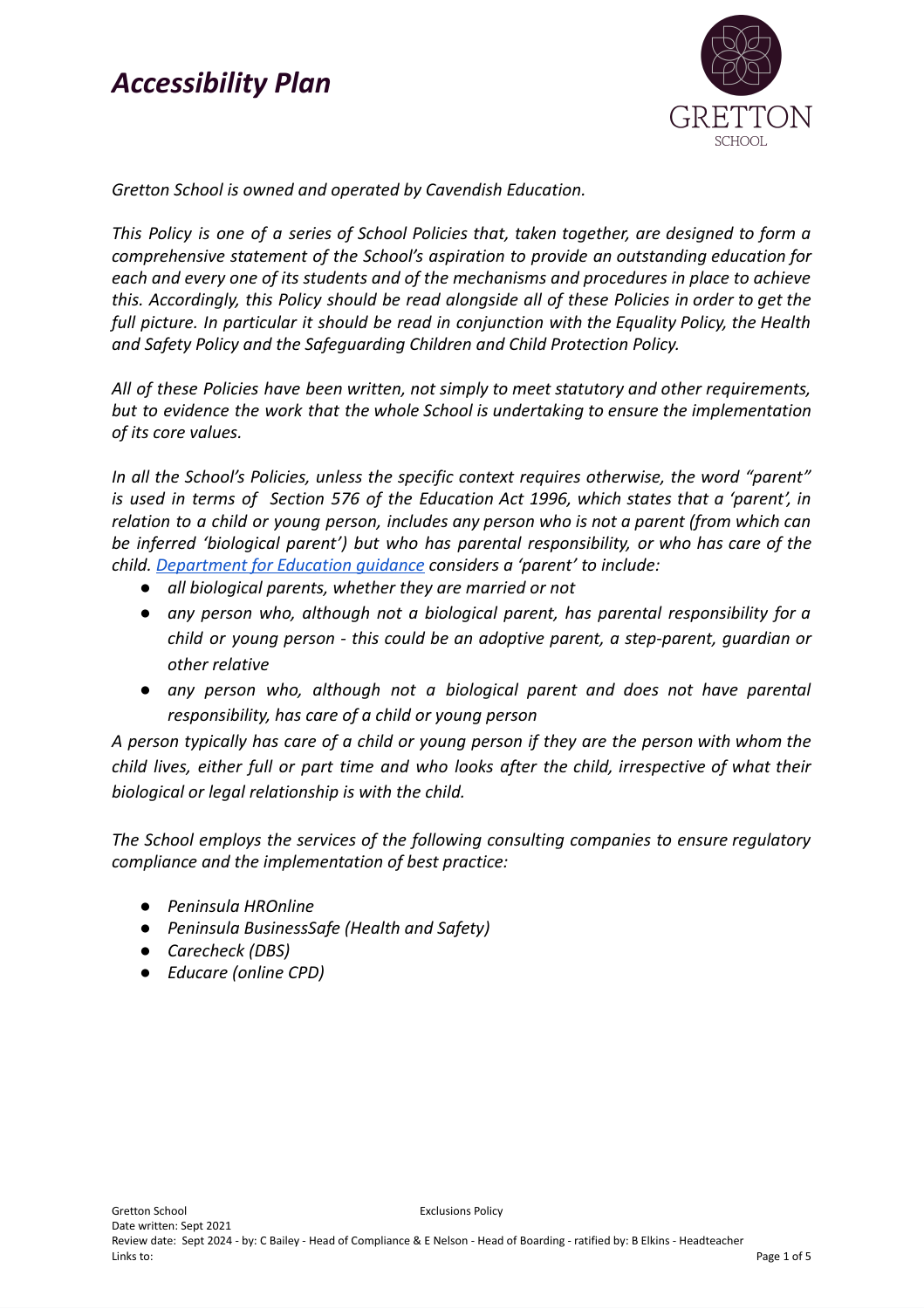# *Accessibility Plan*

GRETTON
SCHOOL

*Gretton School is owned and operated by Cavendish Education.*

*This Policy is one of a series of School Policies that, taken together, are designed to form a comprehensive statement of the School's aspiration to provide an outstanding education for each and every one of its students and of the mechanisms and procedures in place to achieve this. Accordingly, this Policy should be read alongside all of these Policies in order to get the full picture. In particular it should be read in conjunction with the Equality Policy, the Health and Safety Policy and the Safeguarding Children and Child Protection Policy.*

*All of these Policies have been written, not simply to meet statutory and other requirements, but to evidence the work that the whole School is undertaking to ensure the implementation of its core values.*

*In all the School's Policies, unless the specific context requires otherwise, the word "parent" is used in terms of Section 576 of the Education Act 1996, which states that a 'parent', in relation to a child or young person, includes any person who is not a parent (from which can be inferred 'biological parent') but who has parental responsibility, or who has care of the child. [Department for Education guidance](#) considers a 'parent' to include:*

- *all biological parents, whether they are married or not*
- *any person who, although not a biological parent, has parental responsibility for a child or young person - this could be an adoptive parent, a step-parent, guardian or other relative*
- *any person who, although not a biological parent and does not have parental responsibility, has care of a child or young person*

*A person typically has care of a child or young person if they are the person with whom the child lives, either full or part time and who looks after the child, irrespective of what their biological or legal relationship is with the child.*

*The School employs the services of the following consulting companies to ensure regulatory compliance and the implementation of best practice:*

- *Peninsula HROnline*
- *Peninsula BusinessSafe (Health and Safety)*
- *Carecheck (DBS)*
- *Educare (online CPD)*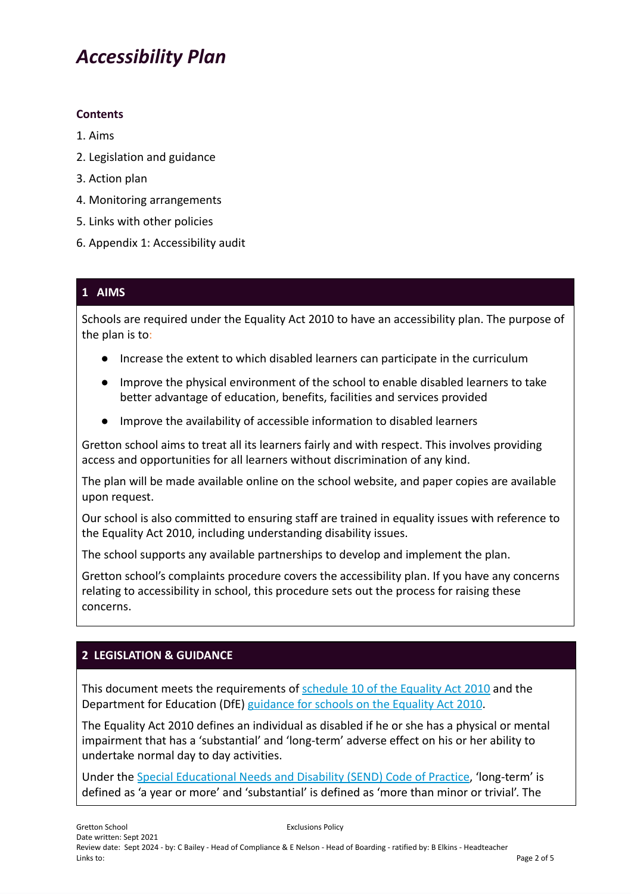# *Accessibility Plan*

**Contents**

1. Aims
2. Legislation and guidance
3. Action plan
4. Monitoring arrangements
5. Links with other policies
6. Appendix 1: Accessibility audit

## 1 AIMS

Schools are required under the Equality Act 2010 to have an accessibility plan. The purpose of the plan is to:

- Increase the extent to which disabled learners can participate in the curriculum
- Improve the physical environment of the school to enable disabled learners to take better advantage of education, benefits, facilities and services provided
- Improve the availability of accessible information to disabled learners

Gretton school aims to treat all its learners fairly and with respect. This involves providing access and opportunities for all learners without discrimination of any kind.

The plan will be made available online on the school website, and paper copies are available upon request.

Our school is also committed to ensuring staff are trained in equality issues with reference to the Equality Act 2010, including understanding disability issues.

The school supports any available partnerships to develop and implement the plan.

Gretton school's complaints procedure covers the accessibility plan. If you have any concerns relating to accessibility in school, this procedure sets out the process for raising these concerns.

## 2 LEGISLATION & GUIDANCE

This document meets the requirements of schedule 10 of the Equality Act 2010 and the Department for Education (DfE) guidance for schools on the Equality Act 2010.

The Equality Act 2010 defines an individual as disabled if he or she has a physical or mental impairment that has a 'substantial' and 'long-term' adverse effect on his or her ability to undertake normal day to day activities.

Under the Special Educational Needs and Disability (SEND) Code of Practice, 'long-term' is defined as 'a year or more' and 'substantial' is defined as 'more than minor or trivial'. The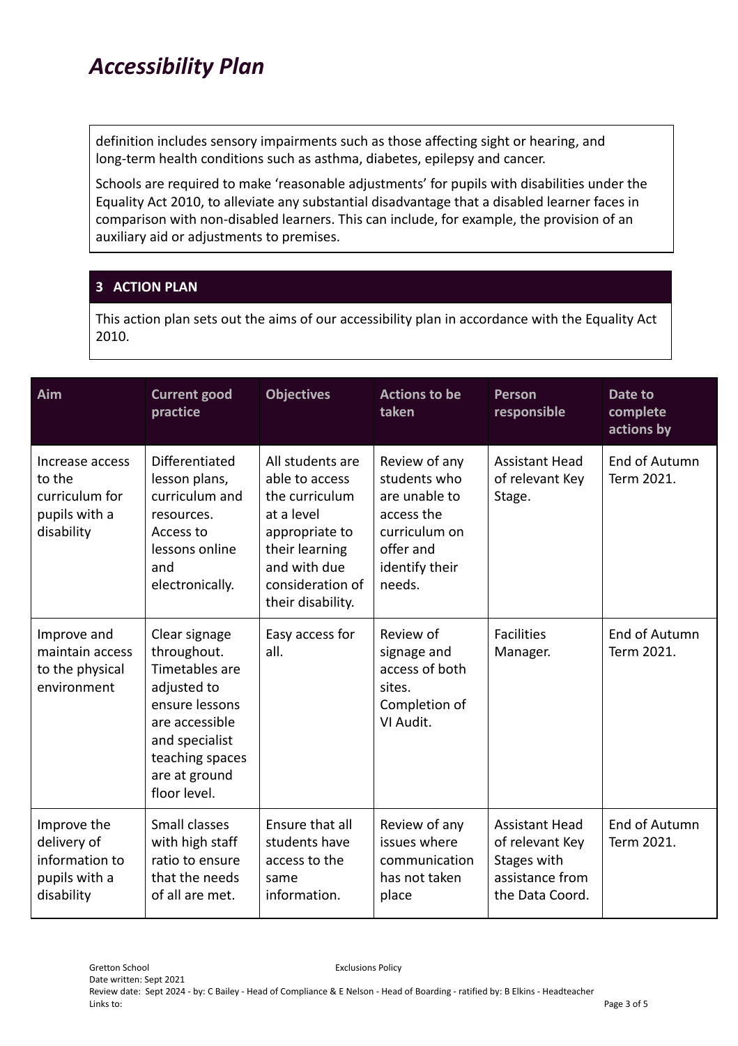definition includes sensory impairments such as those affecting sight or hearing, and long-term health conditions such as asthma, diabetes, epilepsy and cancer.

Schools are required to make 'reasonable adjustments' for pupils with disabilities under the Equality Act 2010, to alleviate any substantial disadvantage that a disabled learner faces in comparison with non-disabled learners. This can include, for example, the provision of an auxiliary aid or adjustments to premises.

## 3 ACTION PLAN

This action plan sets out the aims of our accessibility plan in accordance with the Equality Act 2010.

| Aim | Current good practice | Objectives | Actions to be taken | Person responsible | Date to complete actions by |
|---|---|---|---|---|---|
| Increase access to the curriculum for pupils with a disability | Differentiated lesson plans, curriculum and resources. Access to lessons online and electronically. | All students are able to access the curriculum at a level appropriate to their learning and with due consideration of their disability. | Review of any students who are unable to access the curriculum on offer and identify their needs. | Assistant Head of relevant Key Stage. | End of Autumn Term 2021. |
| Improve and maintain access to the physical environment | Clear signage throughout. Timetables are adjusted to ensure lessons are accessible and specialist teaching spaces are at ground floor level. | Easy access for all. | Review of signage and access of both sites. Completion of VI Audit. | Facilities Manager. | End of Autumn Term 2021. |
| Improve the delivery of information to pupils with a disability | Small classes with high staff ratio to ensure that the needs of all are met. | Ensure that all students have access to the same information. | Review of any issues where communication has not taken place | Assistant Head of relevant Key Stages with assistance from the Data Coord. | End of Autumn Term 2021. |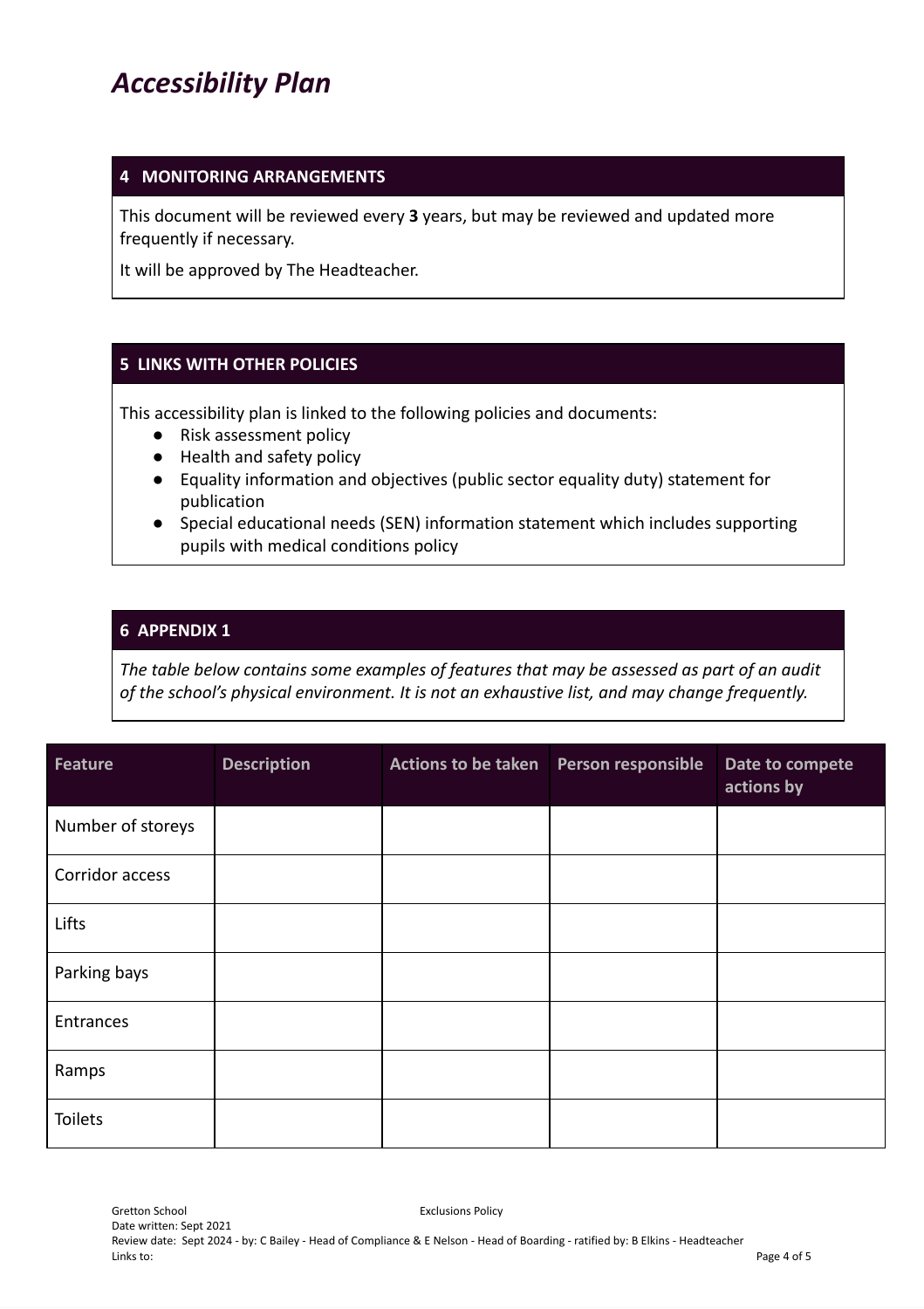# *Accessibility Plan*

## 4 MONITORING ARRANGEMENTS

This document will be reviewed every **3** years, but may be reviewed and updated more frequently if necessary.

It will be approved by The Headteacher.

## 5 LINKS WITH OTHER POLICIES

This accessibility plan is linked to the following policies and documents:

- Risk assessment policy
- Health and safety policy
- Equality information and objectives (public sector equality duty) statement for publication
- Special educational needs (SEN) information statement which includes supporting pupils with medical conditions policy

## 6 APPENDIX 1

*The table below contains some examples of features that may be assessed as part of an audit of the school's physical environment. It is not an exhaustive list, and may change frequently.*

| Feature | Description | Actions to be taken | Person responsible | Date to compete actions by |
|---|---|---|---|---|
| Number of storeys | | | | |
| Corridor access | | | | |
| Lifts | | | | |
| Parking bays | | | | |
| Entrances | | | | |
| Ramps | | | | |
| Toilets | | | | |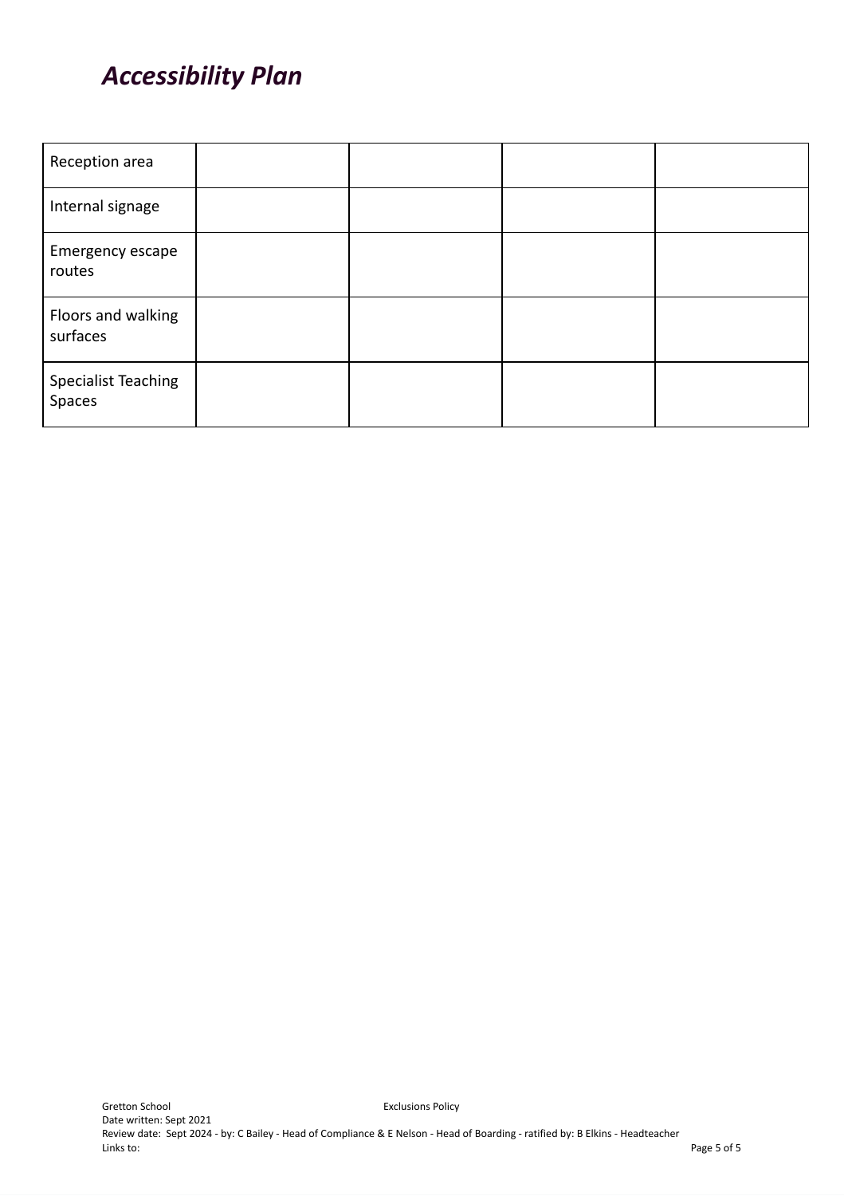## *Accessibility Plan*

| | | | | |
|---|---|---|---|---|
| Reception area | | | | |
| Internal signage | | | | |
| Emergency escape routes | | | | |
| Floors and walking surfaces | | | | |
| Specialist Teaching Spaces | | | | |